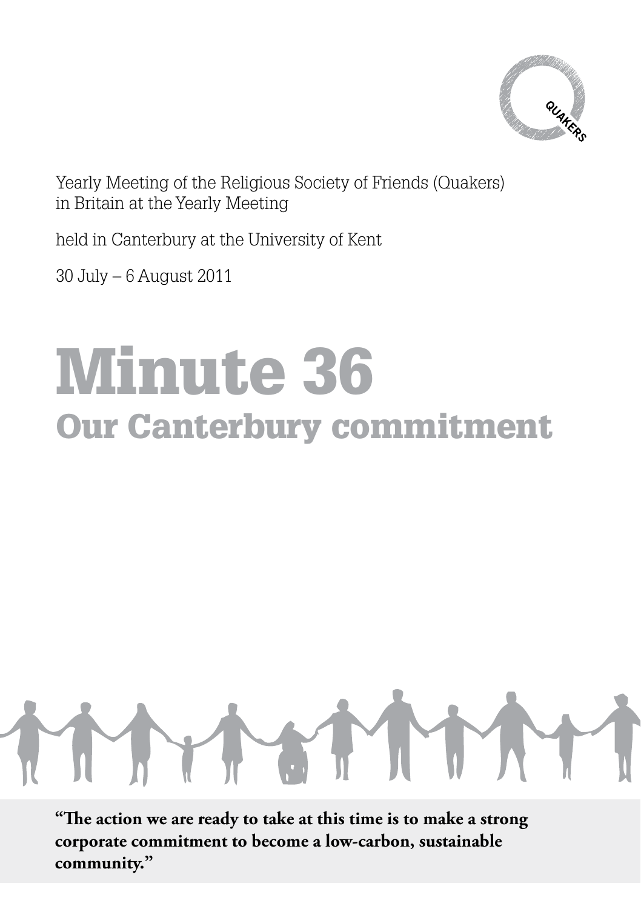Yearly Meeting of the Religious Society of Friends (Quakers) in Britain at the Yearly Meeting

held in Canterbury at the University of Kent

30 July – 6 August 2011

# Minute 36

## Our Canterbury commitment

**"The action we are ready to take at this time is to make a strong corporate commitment to become a low-carbon, sustainable community."**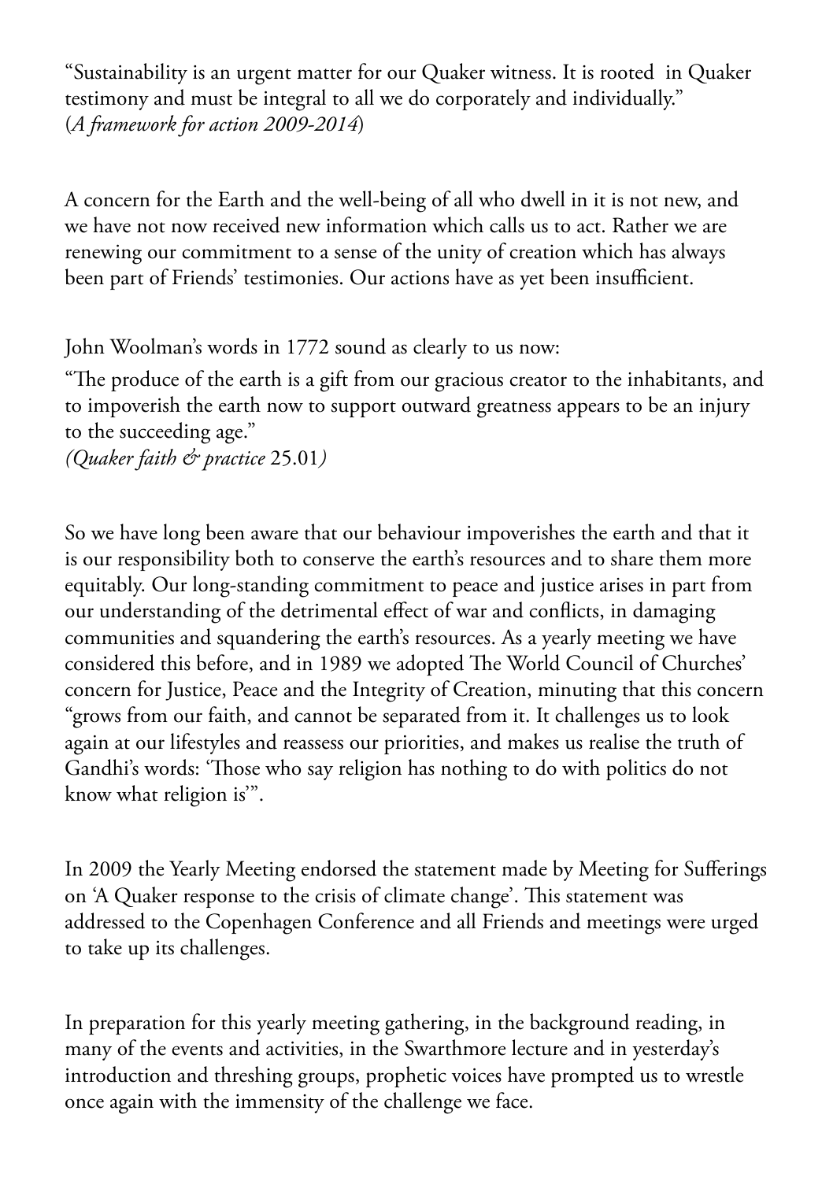"Sustainability is an urgent matter for our Quaker witness. It is rooted in Quaker testimony and must be integral to all we do corporately and individually."
(*A framework for action 2009-2014*)

A concern for the Earth and the well-being of all who dwell in it is not new, and we have not now received new information which calls us to act. Rather we are renewing our commitment to a sense of the unity of creation which has always been part of Friends' testimonies. Our actions have as yet been insufficient.

John Woolman's words in 1772 sound as clearly to us now:

"The produce of the earth is a gift from our gracious creator to the inhabitants, and to impoverish the earth now to support outward greatness appears to be an injury to the succeeding age."
*(Quaker faith & practice* 25.01*)*

So we have long been aware that our behaviour impoverishes the earth and that it is our responsibility both to conserve the earth's resources and to share them more equitably. Our long-standing commitment to peace and justice arises in part from our understanding of the detrimental effect of war and conflicts, in damaging communities and squandering the earth's resources. As a yearly meeting we have considered this before, and in 1989 we adopted The World Council of Churches' concern for Justice, Peace and the Integrity of Creation, minuting that this concern "grows from our faith, and cannot be separated from it. It challenges us to look again at our lifestyles and reassess our priorities, and makes us realise the truth of Gandhi's words: 'Those who say religion has nothing to do with politics do not know what religion is'".

In 2009 the Yearly Meeting endorsed the statement made by Meeting for Sufferings on 'A Quaker response to the crisis of climate change'. This statement was addressed to the Copenhagen Conference and all Friends and meetings were urged to take up its challenges.

In preparation for this yearly meeting gathering, in the background reading, in many of the events and activities, in the Swarthmore lecture and in yesterday's introduction and threshing groups, prophetic voices have prompted us to wrestle once again with the immensity of the challenge we face.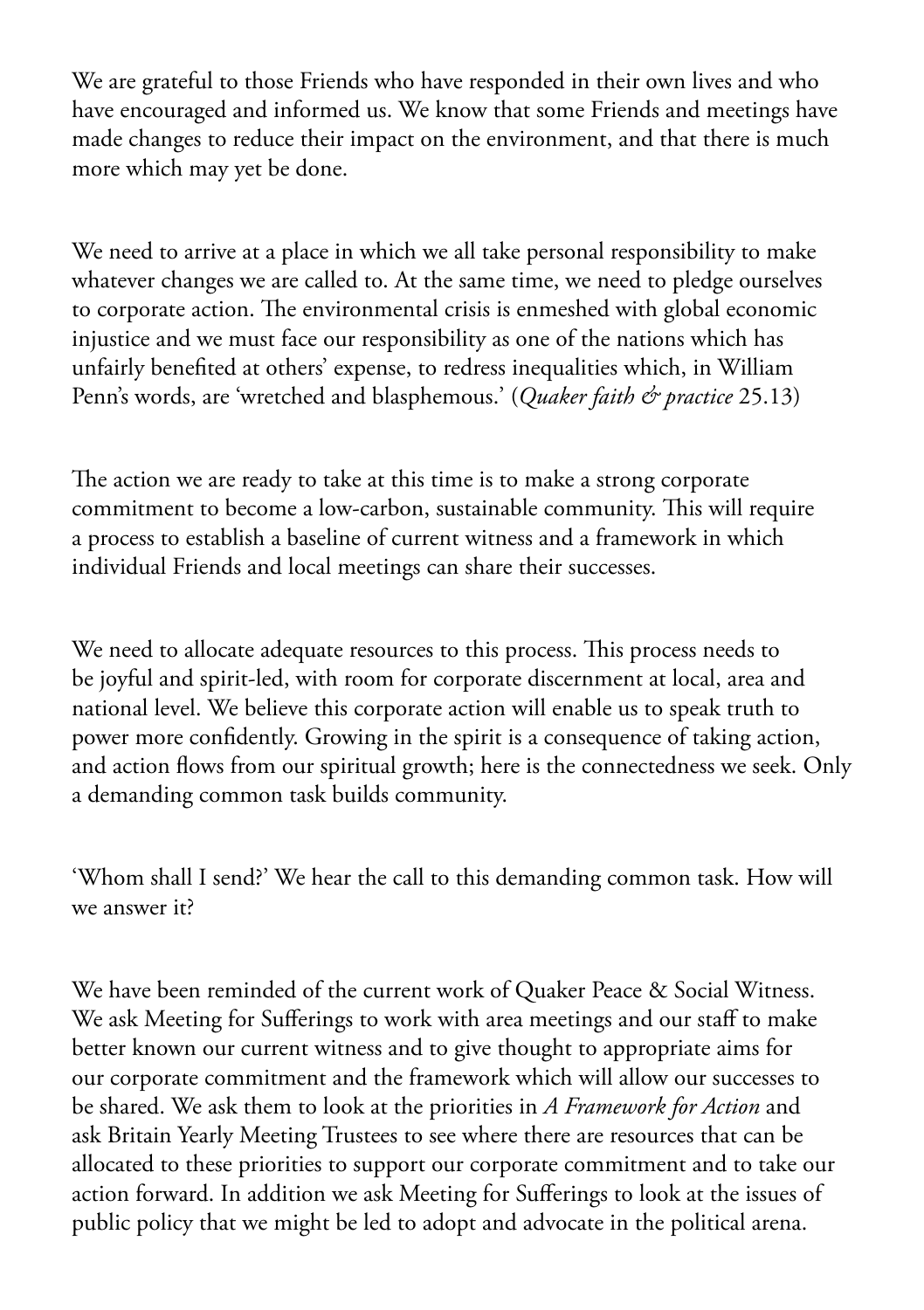We are grateful to those Friends who have responded in their own lives and who have encouraged and informed us. We know that some Friends and meetings have made changes to reduce their impact on the environment, and that there is much more which may yet be done.

We need to arrive at a place in which we all take personal responsibility to make whatever changes we are called to. At the same time, we need to pledge ourselves to corporate action. The environmental crisis is enmeshed with global economic injustice and we must face our responsibility as one of the nations which has unfairly benefited at others' expense, to redress inequalities which, in William Penn's words, are 'wretched and blasphemous.' (*Quaker faith & practice* 25.13)

The action we are ready to take at this time is to make a strong corporate commitment to become a low-carbon, sustainable community. This will require a process to establish a baseline of current witness and a framework in which individual Friends and local meetings can share their successes.

We need to allocate adequate resources to this process. This process needs to be joyful and spirit-led, with room for corporate discernment at local, area and national level. We believe this corporate action will enable us to speak truth to power more confidently. Growing in the spirit is a consequence of taking action, and action flows from our spiritual growth; here is the connectedness we seek. Only a demanding common task builds community.

'Whom shall I send?' We hear the call to this demanding common task. How will we answer it?

We have been reminded of the current work of Quaker Peace & Social Witness. We ask Meeting for Sufferings to work with area meetings and our staff to make better known our current witness and to give thought to appropriate aims for our corporate commitment and the framework which will allow our successes to be shared. We ask them to look at the priorities in *A Framework for Action* and ask Britain Yearly Meeting Trustees to see where there are resources that can be allocated to these priorities to support our corporate commitment and to take our action forward. In addition we ask Meeting for Sufferings to look at the issues of public policy that we might be led to adopt and advocate in the political arena.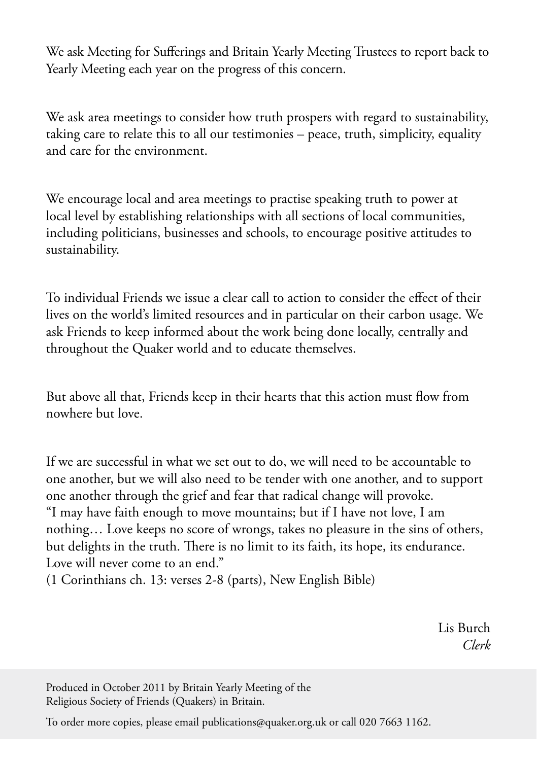We ask Meeting for Sufferings and Britain Yearly Meeting Trustees to report back to Yearly Meeting each year on the progress of this concern.

We ask area meetings to consider how truth prospers with regard to sustainability, taking care to relate this to all our testimonies – peace, truth, simplicity, equality and care for the environment.

We encourage local and area meetings to practise speaking truth to power at local level by establishing relationships with all sections of local communities, including politicians, businesses and schools, to encourage positive attitudes to sustainability.

To individual Friends we issue a clear call to action to consider the effect of their lives on the world's limited resources and in particular on their carbon usage. We ask Friends to keep informed about the work being done locally, centrally and throughout the Quaker world and to educate themselves.

But above all that, Friends keep in their hearts that this action must flow from nowhere but love.

If we are successful in what we set out to do, we will need to be accountable to one another, but we will also need to be tender with one another, and to support one another through the grief and fear that radical change will provoke.
"I may have faith enough to move mountains; but if I have not love, I am nothing… Love keeps no score of wrongs, takes no pleasure in the sins of others, but delights in the truth. There is no limit to its faith, its hope, its endurance. Love will never come to an end."
(1 Corinthians ch. 13: verses 2-8 (parts), New English Bible)

Lis Burch
*Clerk*

Produced in October 2011 by Britain Yearly Meeting of the Religious Society of Friends (Quakers) in Britain.

To order more copies, please email publications@quaker.org.uk or call 020 7663 1162.